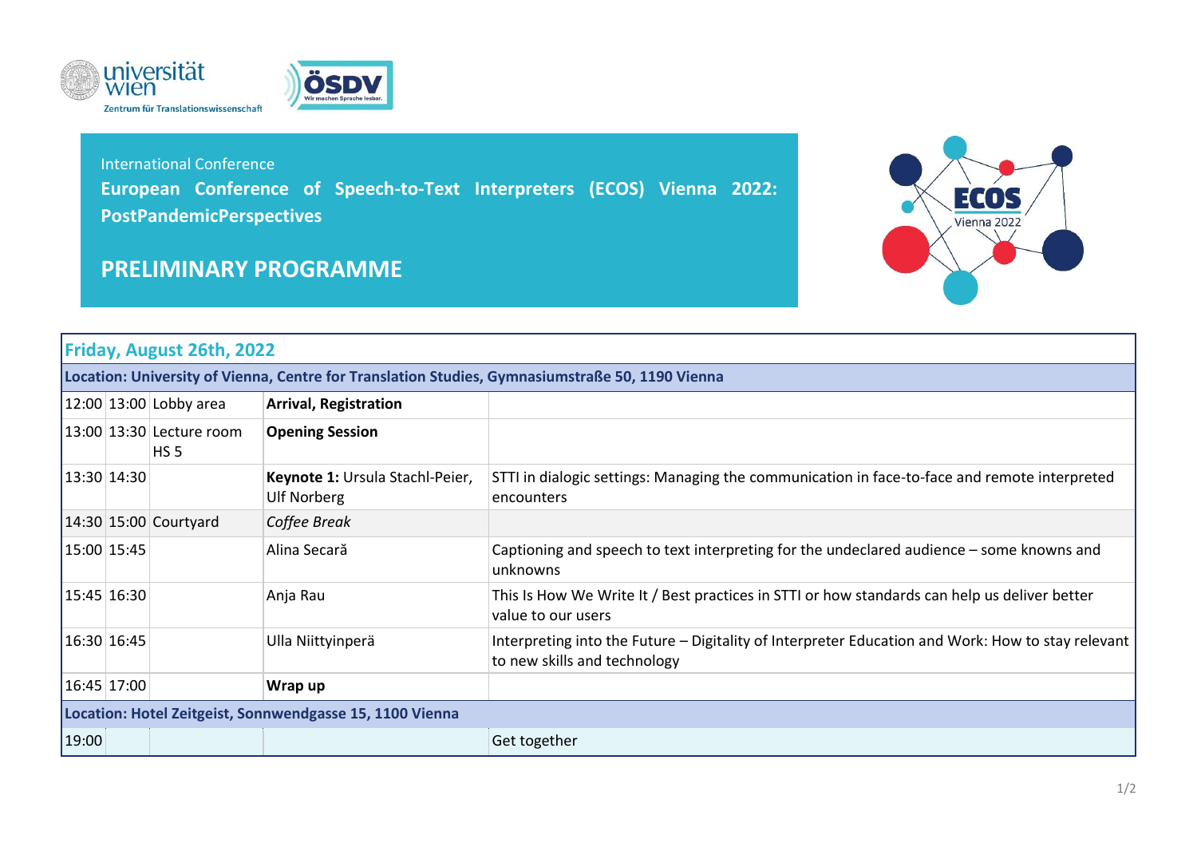universität wien
Zentrum für Translationswissenschaft

ÖSDV
Wir machen Sprache lesbar.

International Conference

**European Conference of Speech-to-Text Interpreters (ECOS) Vienna 2022: PostPandemicPerspectives**

## PRELIMINARY PROGRAMME

| Friday, August 26th, 2022 | | | | |
|---|---|---|---|---|
| **Location: University of Vienna, Centre for Translation Studies, Gymnasiumstraße 50, 1190 Vienna** | | | | |
| 12:00 | 13:00 | Lobby area | **Arrival, Registration** | |
| 13:00 | 13:30 | Lecture room HS 5 | **Opening Session** | |
| 13:30 | 14:30 | | **Keynote 1:** Ursula Stachl-Peier, Ulf Norberg | STTI in dialogic settings: Managing the communication in face-to-face and remote interpreted encounters |
| 14:30 | 15:00 | Courtyard | *Coffee Break* | |
| 15:00 | 15:45 | | Alina Secară | Captioning and speech to text interpreting for the undeclared audience – some knowns and unknowns |
| 15:45 | 16:30 | | Anja Rau | This Is How We Write It / Best practices in STTI or how standards can help us deliver better value to our users |
| 16:30 | 16:45 | | Ulla Niittyinperä | Interpreting into the Future – Digitality of Interpreter Education and Work: How to stay relevant to new skills and technology |
| 16:45 | 17:00 | | **Wrap up** | |
| **Location: Hotel Zeitgeist, Sonnwendgasse 15, 1100 Vienna** | | | | |
| 19:00 | | | | Get together |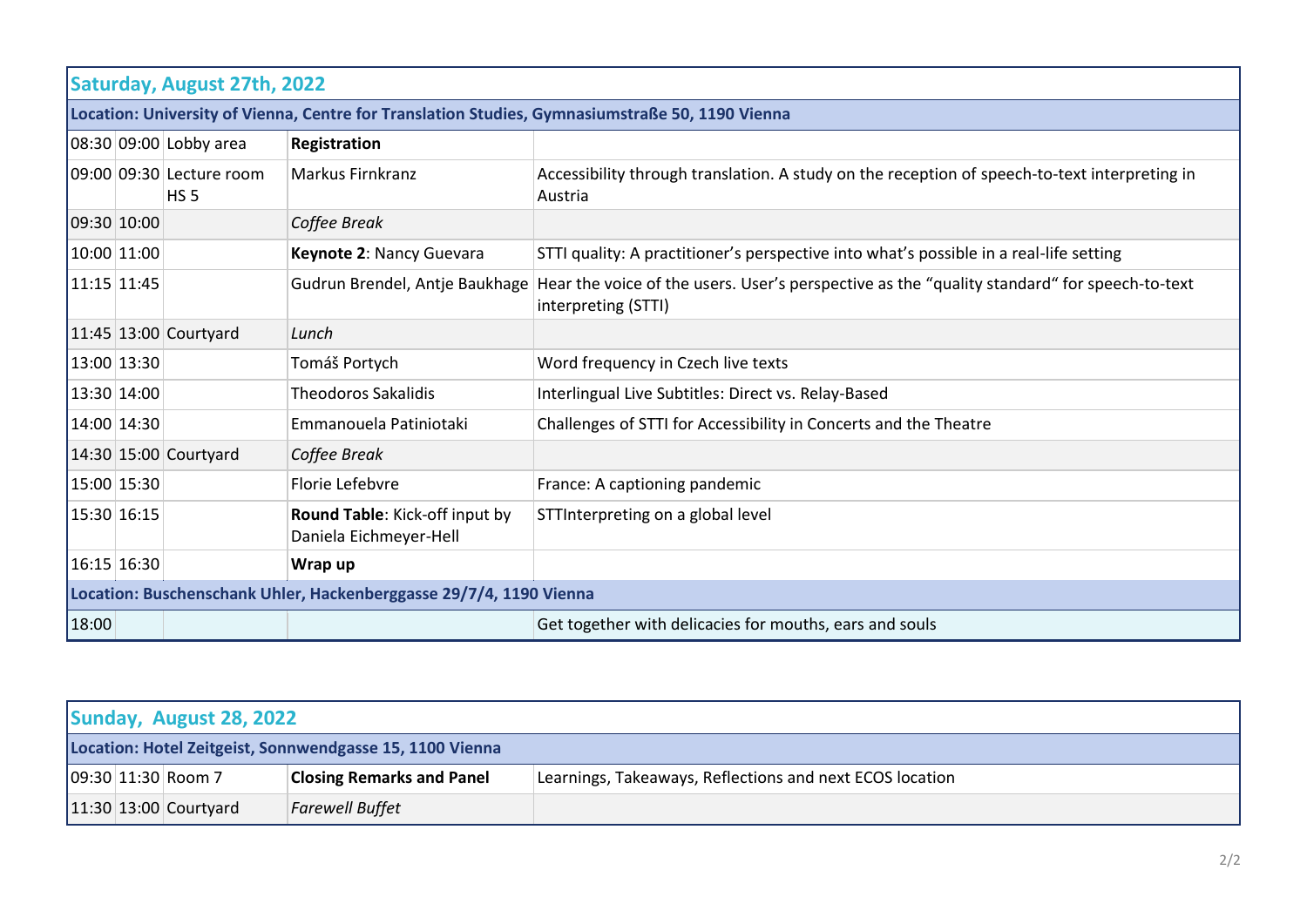## Saturday, August 27th, 2022

| | | | | |
|---|---|---|---|---|
| **Location: University of Vienna, Centre for Translation Studies, Gymnasiumstraße 50, 1190 Vienna** | | | | |
| 08:30 | 09:00 | Lobby area | **Registration** | |
| 09:00 | 09:30 | Lecture room HS 5 | Markus Firnkranz | Accessibility through translation. A study on the reception of speech-to-text interpreting in Austria |
| 09:30 | 10:00 | | *Coffee Break* | |
| 10:00 | 11:00 | | **Keynote 2**: Nancy Guevara | STTI quality: A practitioner's perspective into what's possible in a real-life setting |
| 11:15 | 11:45 | | Gudrun Brendel, Antje Baukhage | Hear the voice of the users. User's perspective as the "quality standard" for speech-to-text interpreting (STTI) |
| 11:45 | 13:00 | Courtyard | *Lunch* | |
| 13:00 | 13:30 | | Tomáš Portych | Word frequency in Czech live texts |
| 13:30 | 14:00 | | Theodoros Sakalidis | Interlingual Live Subtitles: Direct vs. Relay-Based |
| 14:00 | 14:30 | | Emmanouela Patiniotaki | Challenges of STTI for Accessibility in Concerts and the Theatre |
| 14:30 | 15:00 | Courtyard | *Coffee Break* | |
| 15:00 | 15:30 | | Florie Lefebvre | France: A captioning pandemic |
| 15:30 | 16:15 | | **Round Table**: Kick-off input by Daniela Eichmeyer-Hell | STTInterpreting on a global level |
| 16:15 | 16:30 | | **Wrap up** | |
| **Location: Buschenschank Uhler, Hackenberggasse 29/7/4, 1190 Vienna** | | | | |
| 18:00 | | | | Get together with delicacies for mouths, ears and souls |

## Sunday, August 28, 2022

| | | | | |
|---|---|---|---|---|
| **Location: Hotel Zeitgeist, Sonnwendgasse 15, 1100 Vienna** | | | | |
| 09:30 | 11:30 | Room 7 | **Closing Remarks and Panel** | Learnings, Takeaways, Reflections and next ECOS location |
| 11:30 | 13:00 | Courtyard | *Farewell Buffet* | |